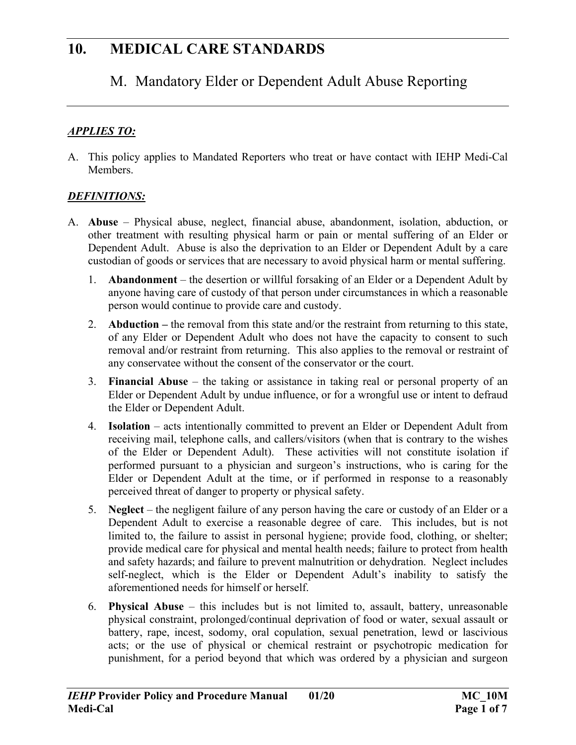# 10. MEDICAL CARE STANDARDS

## M. Mandatory Elder or Dependent Adult Abuse Reporting

***APPLIES TO:***

A. This policy applies to Mandated Reporters who treat or have contact with IEHP Medi-Cal Members.

***DEFINITIONS:***

A. **Abuse** – Physical abuse, neglect, financial abuse, abandonment, isolation, abduction, or other treatment with resulting physical harm or pain or mental suffering of an Elder or Dependent Adult. Abuse is also the deprivation to an Elder or Dependent Adult by a care custodian of goods or services that are necessary to avoid physical harm or mental suffering.

   1. **Abandonment** – the desertion or willful forsaking of an Elder or a Dependent Adult by anyone having care of custody of that person under circumstances in which a reasonable person would continue to provide care and custody.

   2. **Abduction –** the removal from this state and/or the restraint from returning to this state, of any Elder or Dependent Adult who does not have the capacity to consent to such removal and/or restraint from returning. This also applies to the removal or restraint of any conservatee without the consent of the conservator or the court.

   3. **Financial Abuse** – the taking or assistance in taking real or personal property of an Elder or Dependent Adult by undue influence, or for a wrongful use or intent to defraud the Elder or Dependent Adult.

   4. **Isolation** – acts intentionally committed to prevent an Elder or Dependent Adult from receiving mail, telephone calls, and callers/visitors (when that is contrary to the wishes of the Elder or Dependent Adult). These activities will not constitute isolation if performed pursuant to a physician and surgeon's instructions, who is caring for the Elder or Dependent Adult at the time, or if performed in response to a reasonably perceived threat of danger to property or physical safety.

   5. **Neglect** – the negligent failure of any person having the care or custody of an Elder or a Dependent Adult to exercise a reasonable degree of care. This includes, but is not limited to, the failure to assist in personal hygiene; provide food, clothing, or shelter; provide medical care for physical and mental health needs; failure to protect from health and safety hazards; and failure to prevent malnutrition or dehydration. Neglect includes self-neglect, which is the Elder or Dependent Adult's inability to satisfy the aforementioned needs for himself or herself.

   6. **Physical Abuse** – this includes but is not limited to, assault, battery, unreasonable physical constraint, prolonged/continual deprivation of food or water, sexual assault or battery, rape, incest, sodomy, oral copulation, sexual penetration, lewd or lascivious acts; or the use of physical or chemical restraint or psychotropic medication for punishment, for a period beyond that which was ordered by a physician and surgeon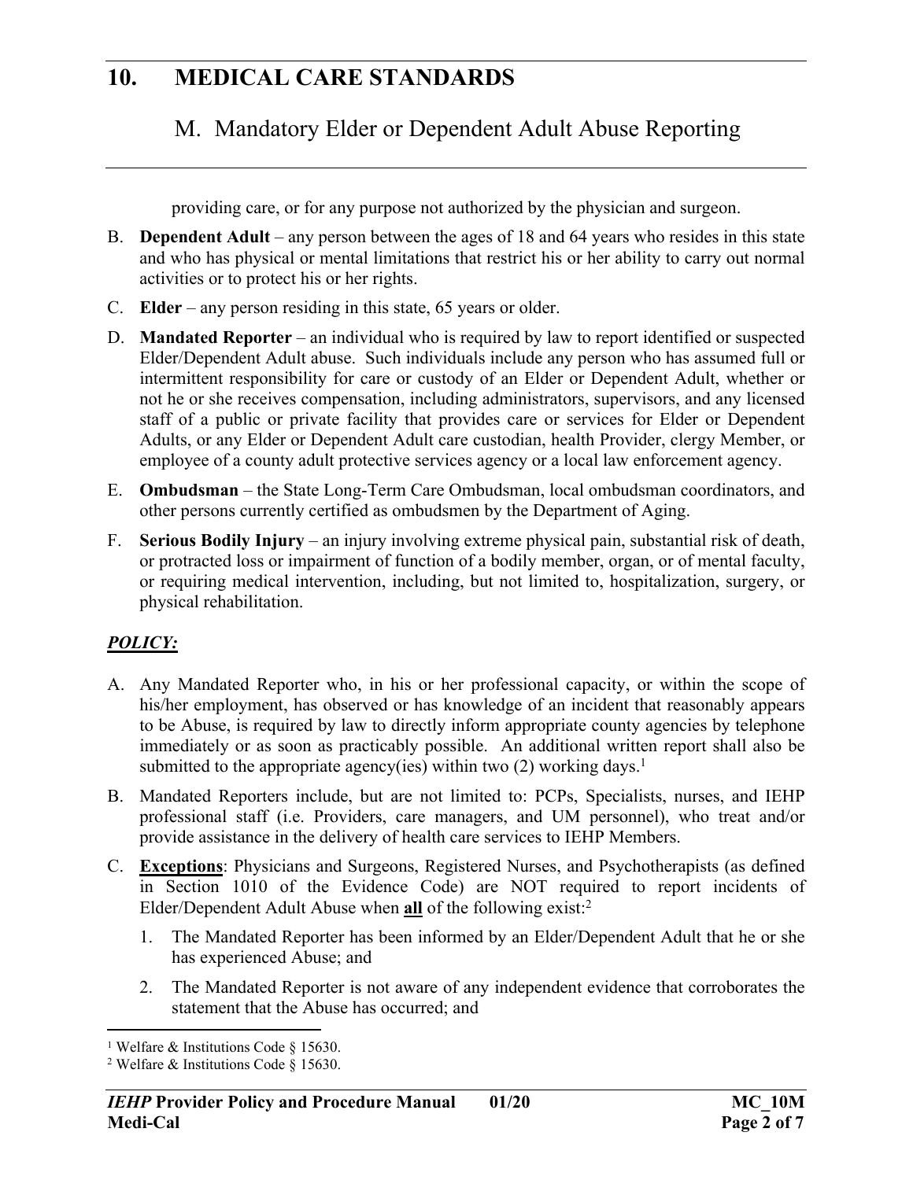providing care, or for any purpose not authorized by the physician and surgeon.

B. **Dependent Adult** – any person between the ages of 18 and 64 years who resides in this state and who has physical or mental limitations that restrict his or her ability to carry out normal activities or to protect his or her rights.

C. **Elder** – any person residing in this state, 65 years or older.

D. **Mandated Reporter** – an individual who is required by law to report identified or suspected Elder/Dependent Adult abuse. Such individuals include any person who has assumed full or intermittent responsibility for care or custody of an Elder or Dependent Adult, whether or not he or she receives compensation, including administrators, supervisors, and any licensed staff of a public or private facility that provides care or services for Elder or Dependent Adults, or any Elder or Dependent Adult care custodian, health Provider, clergy Member, or employee of a county adult protective services agency or a local law enforcement agency.

E. **Ombudsman** – the State Long-Term Care Ombudsman, local ombudsman coordinators, and other persons currently certified as ombudsmen by the Department of Aging.

F. **Serious Bodily Injury** – an injury involving extreme physical pain, substantial risk of death, or protracted loss or impairment of function of a bodily member, organ, or of mental faculty, or requiring medical intervention, including, but not limited to, hospitalization, surgery, or physical rehabilitation.

## ***POLICY:***

A. Any Mandated Reporter who, in his or her professional capacity, or within the scope of his/her employment, has observed or has knowledge of an incident that reasonably appears to be Abuse, is required by law to directly inform appropriate county agencies by telephone immediately or as soon as practicably possible. An additional written report shall also be submitted to the appropriate agency(ies) within two (2) working days.[1]

B. Mandated Reporters include, but are not limited to: PCPs, Specialists, nurses, and IEHP professional staff (i.e. Providers, care managers, and UM personnel), who treat and/or provide assistance in the delivery of health care services to IEHP Members.

C. **Exceptions**: Physicians and Surgeons, Registered Nurses, and Psychotherapists (as defined in Section 1010 of the Evidence Code) are NOT required to report incidents of Elder/Dependent Adult Abuse when **all** of the following exist:[2]

   1. The Mandated Reporter has been informed by an Elder/Dependent Adult that he or she has experienced Abuse; and

   2. The Mandated Reporter is not aware of any independent evidence that corroborates the statement that the Abuse has occurred; and

---

[1] Welfare & Institutions Code § 15630.

[2] Welfare & Institutions Code § 15630.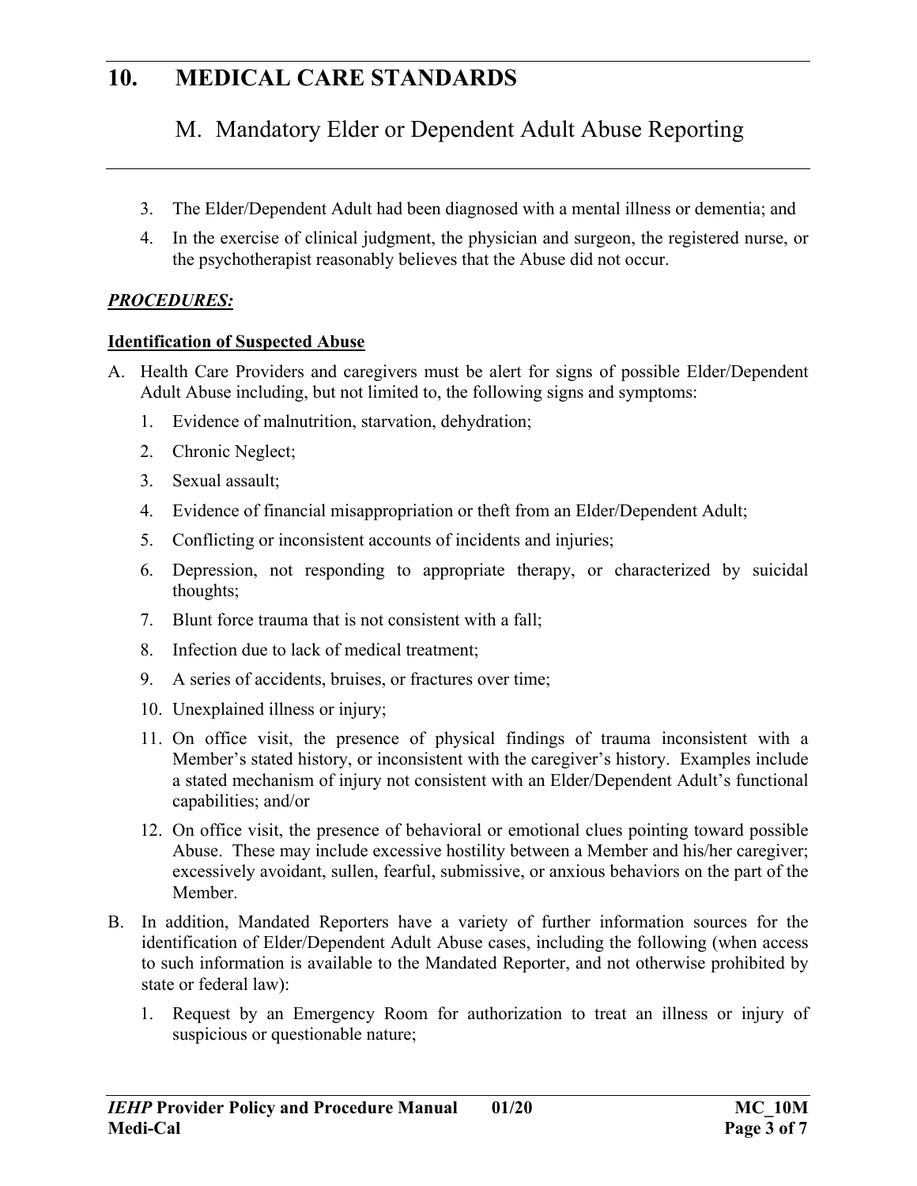3. The Elder/Dependent Adult had been diagnosed with a mental illness or dementia; and

4. In the exercise of clinical judgment, the physician and surgeon, the registered nurse, or the psychotherapist reasonably believes that the Abuse did not occur.

***PROCEDURES:***

**Identification of Suspected Abuse**

A. Health Care Providers and caregivers must be alert for signs of possible Elder/Dependent Adult Abuse including, but not limited to, the following signs and symptoms:

   1. Evidence of malnutrition, starvation, dehydration;
   2. Chronic Neglect;
   3. Sexual assault;
   4. Evidence of financial misappropriation or theft from an Elder/Dependent Adult;
   5. Conflicting or inconsistent accounts of incidents and injuries;
   6. Depression, not responding to appropriate therapy, or characterized by suicidal thoughts;
   7. Blunt force trauma that is not consistent with a fall;
   8. Infection due to lack of medical treatment;
   9. A series of accidents, bruises, or fractures over time;
   10. Unexplained illness or injury;
   11. On office visit, the presence of physical findings of trauma inconsistent with a Member's stated history, or inconsistent with the caregiver's history. Examples include a stated mechanism of injury not consistent with an Elder/Dependent Adult's functional capabilities; and/or
   12. On office visit, the presence of behavioral or emotional clues pointing toward possible Abuse. These may include excessive hostility between a Member and his/her caregiver; excessively avoidant, sullen, fearful, submissive, or anxious behaviors on the part of the Member.

B. In addition, Mandated Reporters have a variety of further information sources for the identification of Elder/Dependent Adult Abuse cases, including the following (when access to such information is available to the Mandated Reporter, and not otherwise prohibited by state or federal law):

   1. Request by an Emergency Room for authorization to treat an illness or injury of suspicious or questionable nature;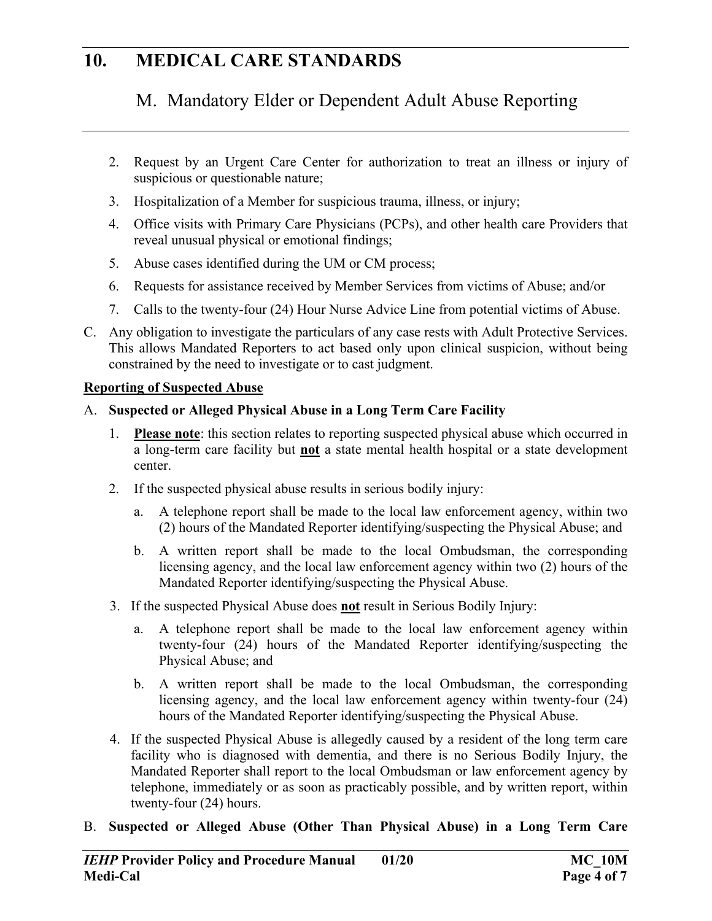2. Request by an Urgent Care Center for authorization to treat an illness or injury of suspicious or questionable nature;
3. Hospitalization of a Member for suspicious trauma, illness, or injury;
4. Office visits with Primary Care Physicians (PCPs), and other health care Providers that reveal unusual physical or emotional findings;
5. Abuse cases identified during the UM or CM process;
6. Requests for assistance received by Member Services from victims of Abuse; and/or
7. Calls to the twenty-four (24) Hour Nurse Advice Line from potential victims of Abuse.

C. Any obligation to investigate the particulars of any case rests with Adult Protective Services. This allows Mandated Reporters to act based only upon clinical suspicion, without being constrained by the need to investigate or to cast judgment.

**Reporting of Suspected Abuse**

A. **Suspected or Alleged Physical Abuse in a Long Term Care Facility**

1. **Please note**: this section relates to reporting suspected physical abuse which occurred in a long-term care facility but **not** a state mental health hospital or a state development center.
2. If the suspected physical abuse results in serious bodily injury:
   a. A telephone report shall be made to the local law enforcement agency, within two (2) hours of the Mandated Reporter identifying/suspecting the Physical Abuse; and
   b. A written report shall be made to the local Ombudsman, the corresponding licensing agency, and the local law enforcement agency within two (2) hours of the Mandated Reporter identifying/suspecting the Physical Abuse.
3. If the suspected Physical Abuse does **not** result in Serious Bodily Injury:
   a. A telephone report shall be made to the local law enforcement agency within twenty-four (24) hours of the Mandated Reporter identifying/suspecting the Physical Abuse; and
   b. A written report shall be made to the local Ombudsman, the corresponding licensing agency, and the local law enforcement agency within twenty-four (24) hours of the Mandated Reporter identifying/suspecting the Physical Abuse.
4. If the suspected Physical Abuse is allegedly caused by a resident of the long term care facility who is diagnosed with dementia, and there is no Serious Bodily Injury, the Mandated Reporter shall report to the local Ombudsman or law enforcement agency by telephone, immediately or as soon as practicably possible, and by written report, within twenty-four (24) hours.

B. **Suspected or Alleged Abuse (Other Than Physical Abuse) in a Long Term Care**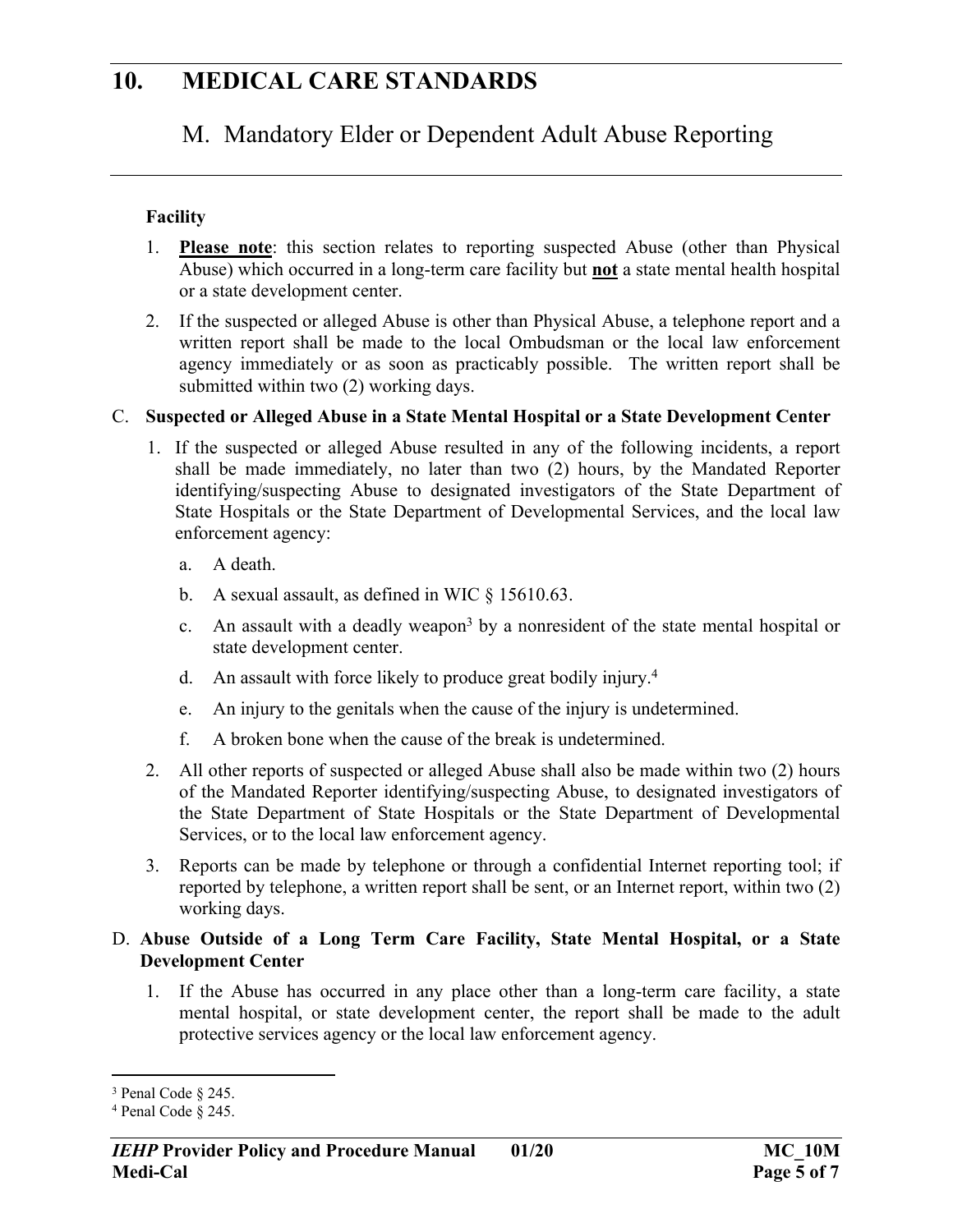**Facility**

1. **Please note**: this section relates to reporting suspected Abuse (other than Physical Abuse) which occurred in a long-term care facility but **not** a state mental health hospital or a state development center.
2. If the suspected or alleged Abuse is other than Physical Abuse, a telephone report and a written report shall be made to the local Ombudsman or the local law enforcement agency immediately or as soon as practicably possible. The written report shall be submitted within two (2) working days.

C. **Suspected or Alleged Abuse in a State Mental Hospital or a State Development Center**

1. If the suspected or alleged Abuse resulted in any of the following incidents, a report shall be made immediately, no later than two (2) hours, by the Mandated Reporter identifying/suspecting Abuse to designated investigators of the State Department of State Hospitals or the State Department of Developmental Services, and the local law enforcement agency:
   a. A death.
   b. A sexual assault, as defined in WIC § 15610.63.
   c. An assault with a deadly weapon[3] by a nonresident of the state mental hospital or state development center.
   d. An assault with force likely to produce great bodily injury.[4]
   e. An injury to the genitals when the cause of the injury is undetermined.
   f. A broken bone when the cause of the break is undetermined.
2. All other reports of suspected or alleged Abuse shall also be made within two (2) hours of the Mandated Reporter identifying/suspecting Abuse, to designated investigators of the State Department of State Hospitals or the State Department of Developmental Services, or to the local law enforcement agency.
3. Reports can be made by telephone or through a confidential Internet reporting tool; if reported by telephone, a written report shall be sent, or an Internet report, within two (2) working days.

D. **Abuse Outside of a Long Term Care Facility, State Mental Hospital, or a State Development Center**

1. If the Abuse has occurred in any place other than a long-term care facility, a state mental hospital, or state development center, the report shall be made to the adult protective services agency or the local law enforcement agency.

---

[3] Penal Code § 245.

[4] Penal Code § 245.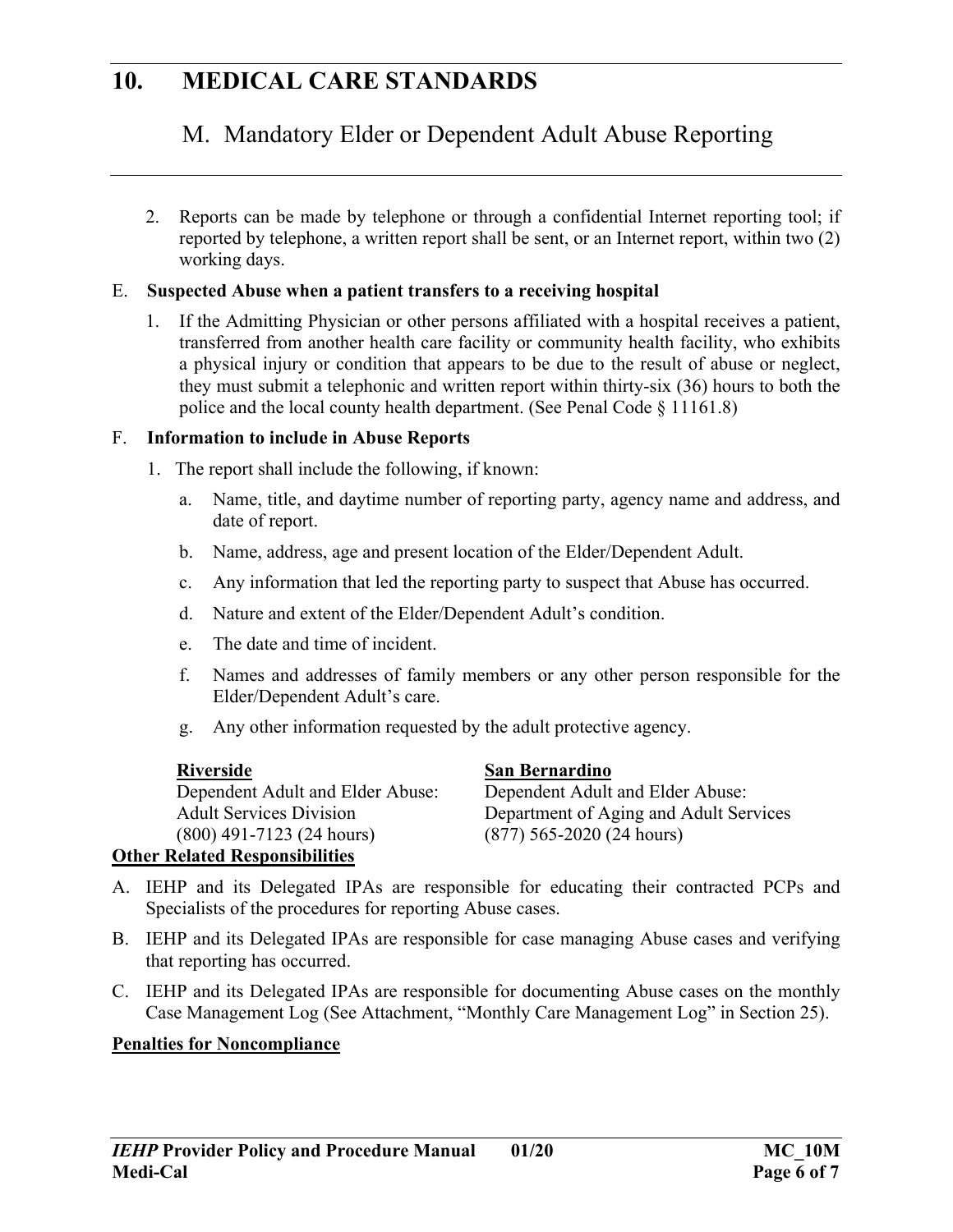2. Reports can be made by telephone or through a confidential Internet reporting tool; if reported by telephone, a written report shall be sent, or an Internet report, within two (2) working days.

E. **Suspected Abuse when a patient transfers to a receiving hospital**

1. If the Admitting Physician or other persons affiliated with a hospital receives a patient, transferred from another health care facility or community health facility, who exhibits a physical injury or condition that appears to be due to the result of abuse or neglect, they must submit a telephonic and written report within thirty-six (36) hours to both the police and the local county health department. (See Penal Code § 11161.8)

F. **Information to include in Abuse Reports**

1. The report shall include the following, if known:

   a. Name, title, and daytime number of reporting party, agency name and address, and date of report.

   b. Name, address, age and present location of the Elder/Dependent Adult.

   c. Any information that led the reporting party to suspect that Abuse has occurred.

   d. Nature and extent of the Elder/Dependent Adult's condition.

   e. The date and time of incident.

   f. Names and addresses of family members or any other person responsible for the Elder/Dependent Adult's care.

   g. Any other information requested by the adult protective agency.

| **Riverside** | **San Bernardino** |
|---|---|
| Dependent Adult and Elder Abuse: | Dependent Adult and Elder Abuse: |
| Adult Services Division | Department of Aging and Adult Services |
| (800) 491-7123 (24 hours) | (877) 565-2020 (24 hours) |

**Other Related Responsibilities**

A. IEHP and its Delegated IPAs are responsible for educating their contracted PCPs and Specialists of the procedures for reporting Abuse cases.

B. IEHP and its Delegated IPAs are responsible for case managing Abuse cases and verifying that reporting has occurred.

C. IEHP and its Delegated IPAs are responsible for documenting Abuse cases on the monthly Case Management Log (See Attachment, "Monthly Care Management Log" in Section 25).

**Penalties for Noncompliance**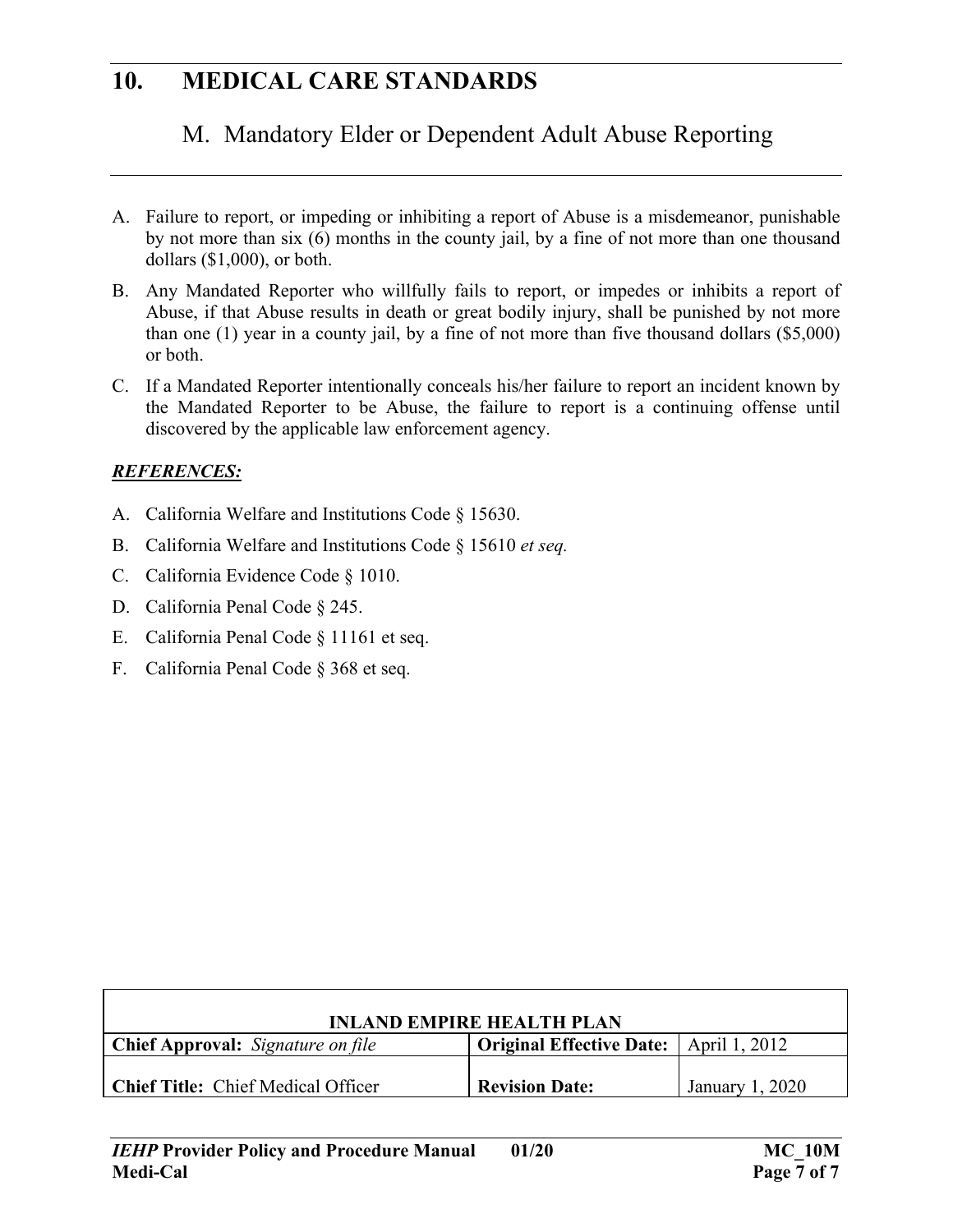# 10. MEDICAL CARE STANDARDS

## M. Mandatory Elder or Dependent Adult Abuse Reporting

A. Failure to report, or impeding or inhibiting a report of Abuse is a misdemeanor, punishable by not more than six (6) months in the county jail, by a fine of not more than one thousand dollars ($1,000), or both.

B. Any Mandated Reporter who willfully fails to report, or impedes or inhibits a report of Abuse, if that Abuse results in death or great bodily injury, shall be punished by not more than one (1) year in a county jail, by a fine of not more than five thousand dollars ($5,000) or both.

C. If a Mandated Reporter intentionally conceals his/her failure to report an incident known by the Mandated Reporter to be Abuse, the failure to report is a continuing offense until discovered by the applicable law enforcement agency.

***REFERENCES:***

A. California Welfare and Institutions Code § 15630.
B. California Welfare and Institutions Code § 15610 *et seq.*
C. California Evidence Code § 1010.
D. California Penal Code § 245.
E. California Penal Code § 11161 et seq.
F. California Penal Code § 368 et seq.

| INLAND EMPIRE HEALTH PLAN | | |
|---|---|---|
| **Chief Approval:** *Signature on file* | **Original Effective Date:** | April 1, 2012 |
| **Chief Title:** Chief Medical Officer | **Revision Date:** | January 1, 2020 |